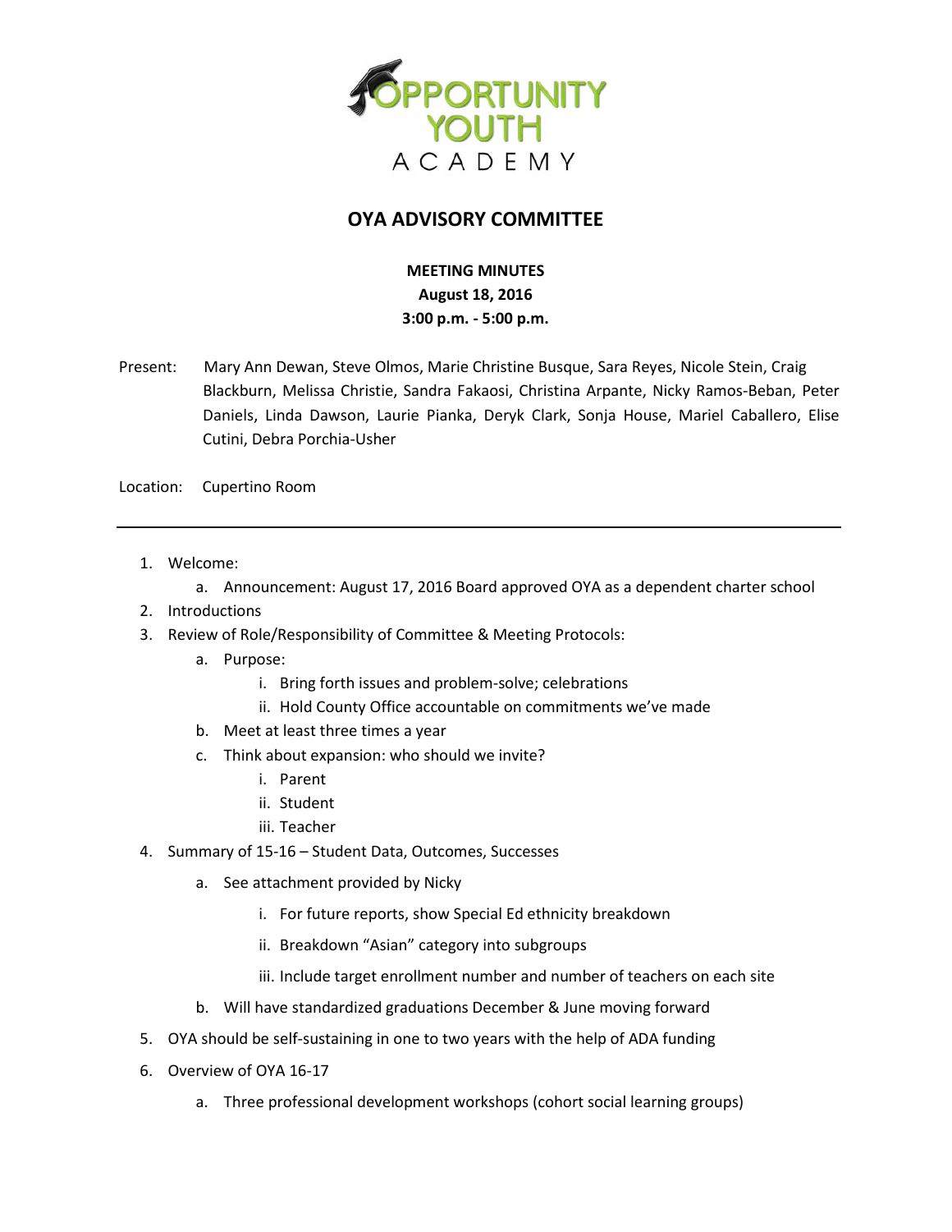# OYA ADVISORY COMMITTEE

**MEETING MINUTES**
**August 18, 2016**
**3:00 p.m. - 5:00 p.m.**

Present: Mary Ann Dewan, Steve Olmos, Marie Christine Busque, Sara Reyes, Nicole Stein, Craig Blackburn, Melissa Christie, Sandra Fakaosi, Christina Arpante, Nicky Ramos-Beban, Peter Daniels, Linda Dawson, Laurie Pianka, Deryk Clark, Sonja House, Mariel Caballero, Elise Cutini, Debra Porchia-Usher

Location: Cupertino Room

---

1. Welcome:
   a. Announcement: August 17, 2016 Board approved OYA as a dependent charter school
2. Introductions
3. Review of Role/Responsibility of Committee & Meeting Protocols:
   a. Purpose:
      i. Bring forth issues and problem-solve; celebrations
      ii. Hold County Office accountable on commitments we've made
   b. Meet at least three times a year
   c. Think about expansion: who should we invite?
      i. Parent
      ii. Student
      iii. Teacher
4. Summary of 15-16 – Student Data, Outcomes, Successes
   a. See attachment provided by Nicky
      i. For future reports, show Special Ed ethnicity breakdown
      ii. Breakdown "Asian" category into subgroups
      iii. Include target enrollment number and number of teachers on each site
   b. Will have standardized graduations December & June moving forward
5. OYA should be self-sustaining in one to two years with the help of ADA funding
6. Overview of OYA 16-17
   a. Three professional development workshops (cohort social learning groups)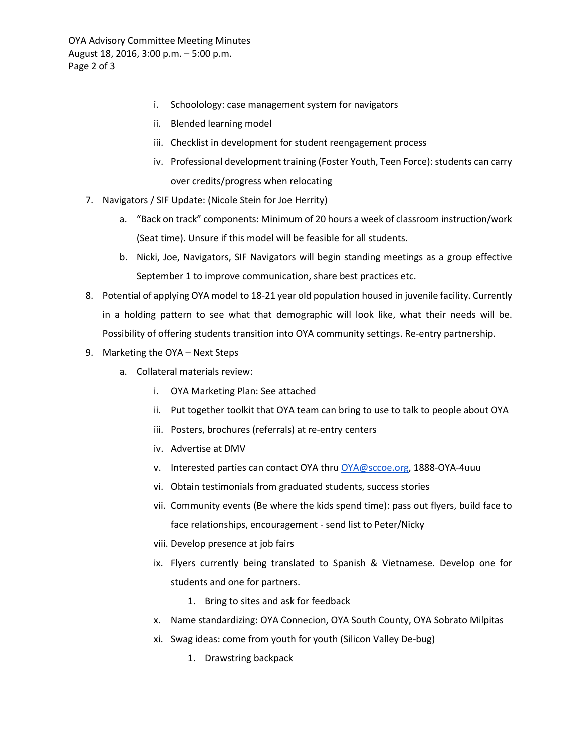i. Schoolology: case management system for navigators
   ii. Blended learning model
   iii. Checklist in development for student reengagement process
   iv. Professional development training (Foster Youth, Teen Force): students can carry over credits/progress when relocating

7. Navigators / SIF Update: (Nicole Stein for Joe Herrity)
   a. "Back on track" components: Minimum of 20 hours a week of classroom instruction/work (Seat time). Unsure if this model will be feasible for all students.
   b. Nicki, Joe, Navigators, SIF Navigators will begin standing meetings as a group effective September 1 to improve communication, share best practices etc.

8. Potential of applying OYA model to 18-21 year old population housed in juvenile facility. Currently in a holding pattern to see what that demographic will look like, what their needs will be. Possibility of offering students transition into OYA community settings. Re-entry partnership.

9. Marketing the OYA – Next Steps
   a. Collateral materials review:
      i. OYA Marketing Plan: See attached
      ii. Put together toolkit that OYA team can bring to use to talk to people about OYA
      iii. Posters, brochures (referrals) at re-entry centers
      iv. Advertise at DMV
      v. Interested parties can contact OYA thru OYA@sccoe.org, 1888-OYA-4uuu
      vi. Obtain testimonials from graduated students, success stories
      vii. Community events (Be where the kids spend time): pass out flyers, build face to face relationships, encouragement - send list to Peter/Nicky
      viii. Develop presence at job fairs
      ix. Flyers currently being translated to Spanish & Vietnamese. Develop one for students and one for partners.
         1. Bring to sites and ask for feedback
      x. Name standardizing: OYA Connecion, OYA South County, OYA Sobrato Milpitas
      xi. Swag ideas: come from youth for youth (Silicon Valley De-bug)
         1. Drawstring backpack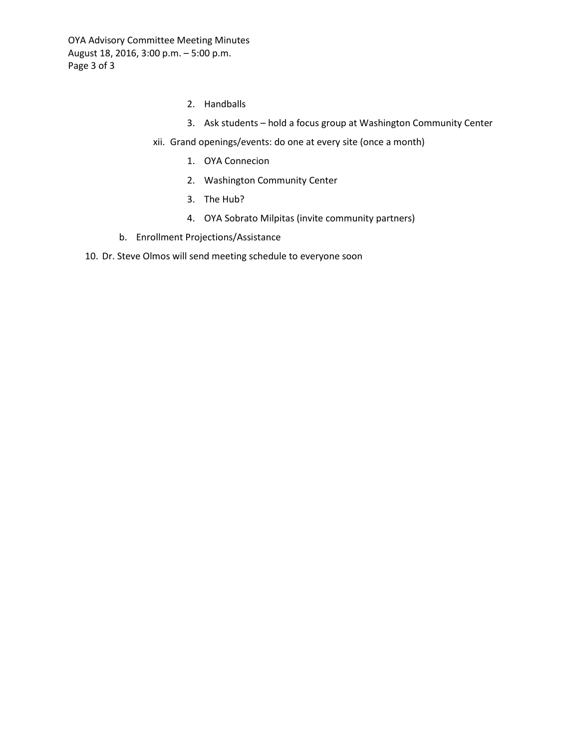2. Handballs
3. Ask students – hold a focus group at Washington Community Center

xii. Grand openings/events: do one at every site (once a month)

1. OYA Connecion
2. Washington Community Center
3. The Hub?
4. OYA Sobrato Milpitas (invite community partners)

b. Enrollment Projections/Assistance

10. Dr. Steve Olmos will send meeting schedule to everyone soon